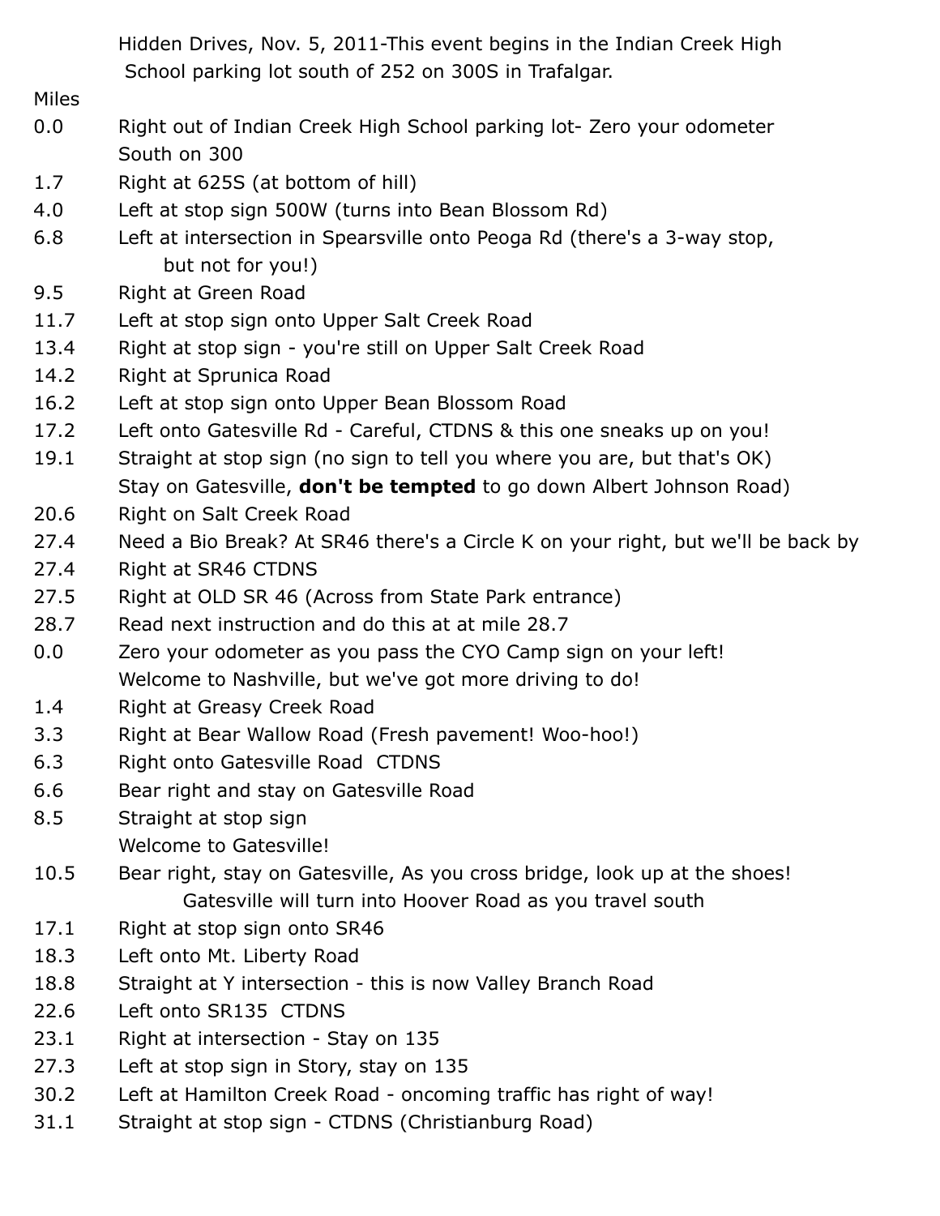Hidden Drives, Nov. 5, 2011-This event begins in the Indian Creek High School parking lot south of 252 on 300S in Trafalgar.

| Miles | |
|---|---|
| 0.0 | Right out of Indian Creek High School parking lot- Zero your odometer South on 300 |
| 1.7 | Right at 625S (at bottom of hill) |
| 4.0 | Left at stop sign 500W (turns into Bean Blossom Rd) |
| 6.8 | Left at intersection in Spearsville onto Peoga Rd (there's a 3-way stop, but not for you!) |
| 9.5 | Right at Green Road |
| 11.7 | Left at stop sign onto Upper Salt Creek Road |
| 13.4 | Right at stop sign - you're still on Upper Salt Creek Road |
| 14.2 | Right at Sprunica Road |
| 16.2 | Left at stop sign onto Upper Bean Blossom Road |
| 17.2 | Left onto Gatesville Rd - Careful, CTDNS & this one sneaks up on you! |
| 19.1 | Straight at stop sign (no sign to tell you where you are, but that's OK) Stay on Gatesville, **don't be tempted** to go down Albert Johnson Road) |
| 20.6 | Right on Salt Creek Road |
| 27.4 | Need a Bio Break? At SR46 there's a Circle K on your right, but we'll be back by |
| 27.4 | Right at SR46 CTDNS |
| 27.5 | Right at OLD SR 46 (Across from State Park entrance) |
| 28.7 | Read next instruction and do this at at mile 28.7 |
| 0.0 | Zero your odometer as you pass the CYO Camp sign on your left! Welcome to Nashville, but we've got more driving to do! |
| 1.4 | Right at Greasy Creek Road |
| 3.3 | Right at Bear Wallow Road (Fresh pavement! Woo-hoo!) |
| 6.3 | Right onto Gatesville Road CTDNS |
| 6.6 | Bear right and stay on Gatesville Road |
| 8.5 | Straight at stop sign Welcome to Gatesville! |
| 10.5 | Bear right, stay on Gatesville, As you cross bridge, look up at the shoes! Gatesville will turn into Hoover Road as you travel south |
| 17.1 | Right at stop sign onto SR46 |
| 18.3 | Left onto Mt. Liberty Road |
| 18.8 | Straight at Y intersection - this is now Valley Branch Road |
| 22.6 | Left onto SR135 CTDNS |
| 23.1 | Right at intersection - Stay on 135 |
| 27.3 | Left at stop sign in Story, stay on 135 |
| 30.2 | Left at Hamilton Creek Road - oncoming traffic has right of way! |
| 31.1 | Straight at stop sign - CTDNS (Christianburg Road) |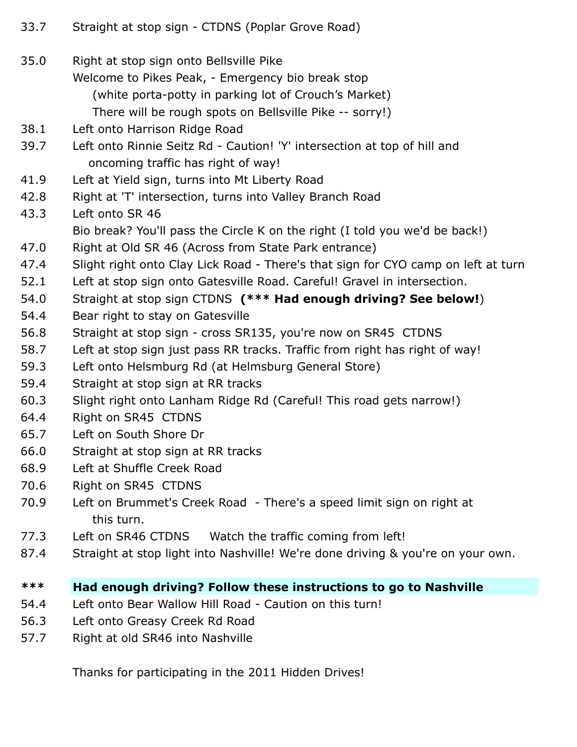| | |
|---|---|
| 33.7 | Straight at stop sign - CTDNS (Poplar Grove Road) |
| 35.0 | Right at stop sign onto Bellsville Pike<br>Welcome to Pikes Peak, - Emergency bio break stop<br>(white porta-potty in parking lot of Crouch's Market)<br>There will be rough spots on Bellsville Pike -- sorry!) |
| 38.1 | Left onto Harrison Ridge Road |
| 39.7 | Left onto Rinnie Seitz Rd - Caution! 'Y' intersection at top of hill and oncoming traffic has right of way! |
| 41.9 | Left at Yield sign, turns into Mt Liberty Road |
| 42.8 | Right at 'T' intersection, turns into Valley Branch Road |
| 43.3 | Left onto SR 46<br>Bio break? You'll pass the Circle K on the right (I told you we'd be back!) |
| 47.0 | Right at Old SR 46 (Across from State Park entrance) |
| 47.4 | Slight right onto Clay Lick Road - There's that sign for CYO camp on left at turn |
| 52.1 | Left at stop sign onto Gatesville Road. Careful! Gravel in intersection. |
| 54.0 | Straight at stop sign CTDNS **(*** Had enough driving? See below!**) |
| 54.4 | Bear right to stay on Gatesville |
| 56.8 | Straight at stop sign - cross SR135, you're now on SR45 CTDNS |
| 58.7 | Left at stop sign just pass RR tracks. Traffic from right has right of way! |
| 59.3 | Left onto Helsmburg Rd (at Helmsburg General Store) |
| 59.4 | Straight at stop sign at RR tracks |
| 60.3 | Slight right onto Lanham Ridge Rd (Careful! This road gets narrow!) |
| 64.4 | Right on SR45 CTDNS |
| 65.7 | Left on South Shore Dr |
| 66.0 | Straight at stop sign at RR tracks |
| 68.9 | Left at Shuffle Creek Road |
| 70.6 | Right on SR45 CTDNS |
| 70.9 | Left on Brummet's Creek Road - There's a speed limit sign on right at this turn. |
| 77.3 | Left on SR46 CTDNS Watch the traffic coming from left! |
| 87.4 | Straight at stop light into Nashville! We're done driving & you're on your own. |

| | |
|---|---|
| *** | **Had enough driving? Follow these instructions to go to Nashville** |
| 54.4 | Left onto Bear Wallow Hill Road - Caution on this turn! |
| 56.3 | Left onto Greasy Creek Rd Road |
| 57.7 | Right at old SR46 into Nashville |

Thanks for participating in the 2011 Hidden Drives!